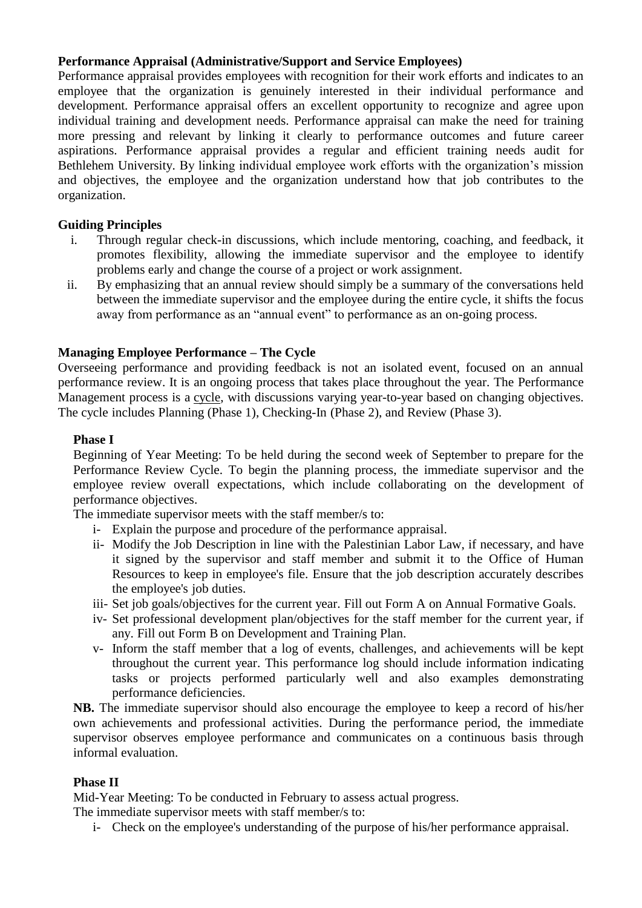**Performance Appraisal (Administrative/Support and Service Employees)**

Performance appraisal provides employees with recognition for their work efforts and indicates to an employee that the organization is genuinely interested in their individual performance and development. Performance appraisal offers an excellent opportunity to recognize and agree upon individual training and development needs. Performance appraisal can make the need for training more pressing and relevant by linking it clearly to performance outcomes and future career aspirations. Performance appraisal provides a regular and efficient training needs audit for Bethlehem University. By linking individual employee work efforts with the organization's mission and objectives, the employee and the organization understand how that job contributes to the organization.

**Guiding Principles**

i. Through regular check-in discussions, which include mentoring, coaching, and feedback, it promotes flexibility, allowing the immediate supervisor and the employee to identify problems early and change the course of a project or work assignment.

ii. By emphasizing that an annual review should simply be a summary of the conversations held between the immediate supervisor and the employee during the entire cycle, it shifts the focus away from performance as an "annual event" to performance as an on-going process.

**Managing Employee Performance – The Cycle**

Overseeing performance and providing feedback is not an isolated event, focused on an annual performance review. It is an ongoing process that takes place throughout the year. The Performance Management process is a cycle, with discussions varying year-to-year based on changing objectives. The cycle includes Planning (Phase 1), Checking-In (Phase 2), and Review (Phase 3).

**Phase I**

Beginning of Year Meeting: To be held during the second week of September to prepare for the Performance Review Cycle. To begin the planning process, the immediate supervisor and the employee review overall expectations, which include collaborating on the development of performance objectives.

The immediate supervisor meets with the staff member/s to:

i- Explain the purpose and procedure of the performance appraisal.

ii- Modify the Job Description in line with the Palestinian Labor Law, if necessary, and have it signed by the supervisor and staff member and submit it to the Office of Human Resources to keep in employee's file. Ensure that the job description accurately describes the employee's job duties.

iii- Set job goals/objectives for the current year. Fill out Form A on Annual Formative Goals.

iv- Set professional development plan/objectives for the staff member for the current year, if any. Fill out Form B on Development and Training Plan.

v- Inform the staff member that a log of events, challenges, and achievements will be kept throughout the current year. This performance log should include information indicating tasks or projects performed particularly well and also examples demonstrating performance deficiencies.

**NB.** The immediate supervisor should also encourage the employee to keep a record of his/her own achievements and professional activities. During the performance period, the immediate supervisor observes employee performance and communicates on a continuous basis through informal evaluation.

**Phase II**

Mid-Year Meeting: To be conducted in February to assess actual progress.

The immediate supervisor meets with staff member/s to:

i- Check on the employee's understanding of the purpose of his/her performance appraisal.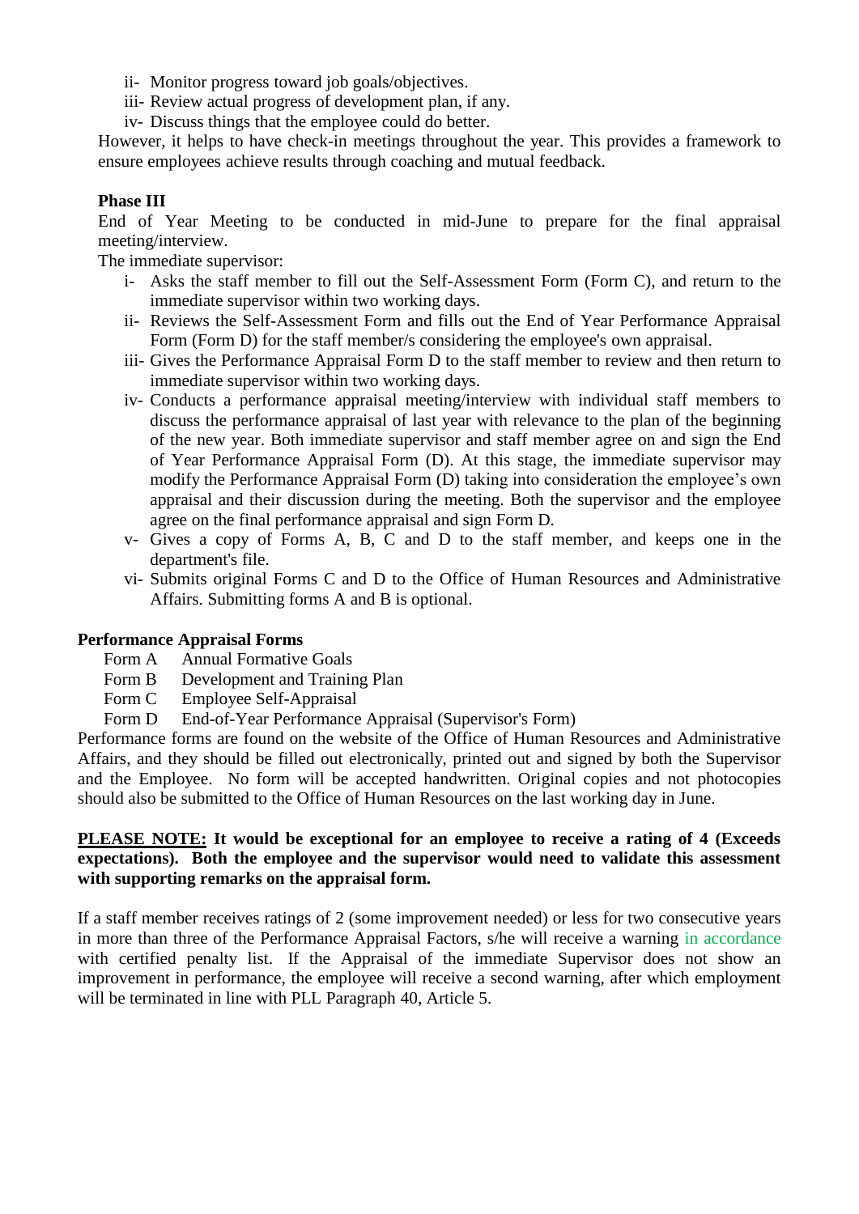ii- Monitor progress toward job goals/objectives.
iii- Review actual progress of development plan, if any.
iv- Discuss things that the employee could do better.

However, it helps to have check-in meetings throughout the year. This provides a framework to ensure employees achieve results through coaching and mutual feedback.

**Phase III**

End of Year Meeting to be conducted in mid-June to prepare for the final appraisal meeting/interview.

The immediate supervisor:

i- Asks the staff member to fill out the Self-Assessment Form (Form C), and return to the immediate supervisor within two working days.
ii- Reviews the Self-Assessment Form and fills out the End of Year Performance Appraisal Form (Form D) for the staff member/s considering the employee's own appraisal.
iii- Gives the Performance Appraisal Form D to the staff member to review and then return to immediate supervisor within two working days.
iv- Conducts a performance appraisal meeting/interview with individual staff members to discuss the performance appraisal of last year with relevance to the plan of the beginning of the new year. Both immediate supervisor and staff member agree on and sign the End of Year Performance Appraisal Form (D). At this stage, the immediate supervisor may modify the Performance Appraisal Form (D) taking into consideration the employee's own appraisal and their discussion during the meeting. Both the supervisor and the employee agree on the final performance appraisal and sign Form D.
v- Gives a copy of Forms A, B, C and D to the staff member, and keeps one in the department's file.
vi- Submits original Forms C and D to the Office of Human Resources and Administrative Affairs. Submitting forms A and B is optional.

**Performance Appraisal Forms**

Form A Annual Formative Goals
Form B Development and Training Plan
Form C Employee Self-Appraisal
Form D End-of-Year Performance Appraisal (Supervisor's Form)

Performance forms are found on the website of the Office of Human Resources and Administrative Affairs, and they should be filled out electronically, printed out and signed by both the Supervisor and the Employee. No form will be accepted handwritten. Original copies and not photocopies should also be submitted to the Office of Human Resources on the last working day in June.

**<u>PLEASE NOTE:</u> It would be exceptional for an employee to receive a rating of 4 (Exceeds expectations). Both the employee and the supervisor would need to validate this assessment with supporting remarks on the appraisal form.**

If a staff member receives ratings of 2 (some improvement needed) or less for two consecutive years in more than three of the Performance Appraisal Factors, s/he will receive a warning in accordance with certified penalty list. If the Appraisal of the immediate Supervisor does not show an improvement in performance, the employee will receive a second warning, after which employment will be terminated in line with PLL Paragraph 40, Article 5.